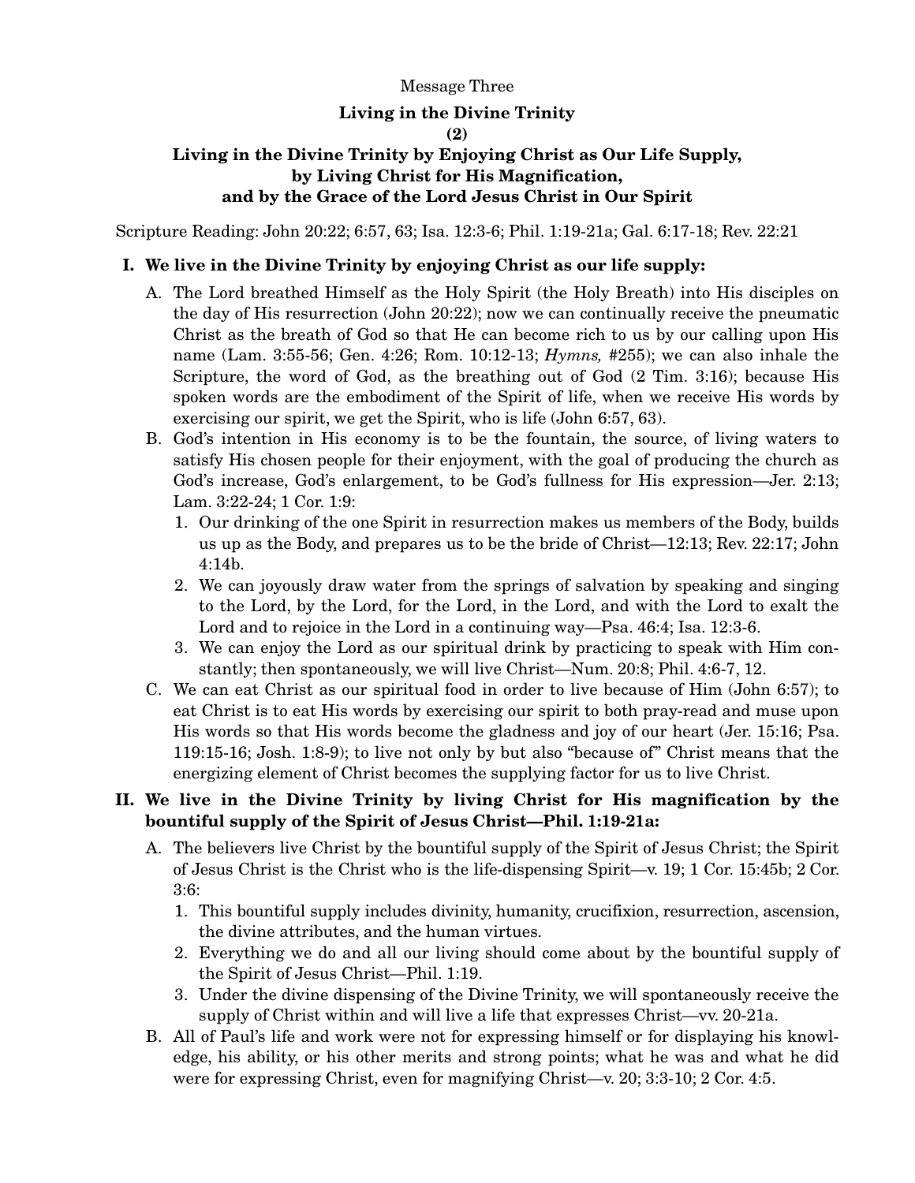Message Three

# Living in the Divine Trinity

## (2)

## Living in the Divine Trinity by Enjoying Christ as Our Life Supply, by Living Christ for His Magnification, and by the Grace of the Lord Jesus Christ in Our Spirit

Scripture Reading: John 20:22; 6:57, 63; Isa. 12:3-6; Phil. 1:19-21a; Gal. 6:17-18; Rev. 22:21

### I. We live in the Divine Trinity by enjoying Christ as our life supply:

A. The Lord breathed Himself as the Holy Spirit (the Holy Breath) into His disciples on the day of His resurrection (John 20:22); now we can continually receive the pneumatic Christ as the breath of God so that He can become rich to us by our calling upon His name (Lam. 3:55-56; Gen. 4:26; Rom. 10:12-13; *Hymns,* #255); we can also inhale the Scripture, the word of God, as the breathing out of God (2 Tim. 3:16); because His spoken words are the embodiment of the Spirit of life, when we receive His words by exercising our spirit, we get the Spirit, who is life (John 6:57, 63).

B. God's intention in His economy is to be the fountain, the source, of living waters to satisfy His chosen people for their enjoyment, with the goal of producing the church as God's increase, God's enlargement, to be God's fullness for His expression—Jer. 2:13; Lam. 3:22-24; 1 Cor. 1:9:

1. Our drinking of the one Spirit in resurrection makes us members of the Body, builds us up as the Body, and prepares us to be the bride of Christ—12:13; Rev. 22:17; John 4:14b.
2. We can joyously draw water from the springs of salvation by speaking and singing to the Lord, by the Lord, for the Lord, in the Lord, and with the Lord to exalt the Lord and to rejoice in the Lord in a continuing way—Psa. 46:4; Isa. 12:3-6.
3. We can enjoy the Lord as our spiritual drink by practicing to speak with Him constantly; then spontaneously, we will live Christ—Num. 20:8; Phil. 4:6-7, 12.

C. We can eat Christ as our spiritual food in order to live because of Him (John 6:57); to eat Christ is to eat His words by exercising our spirit to both pray-read and muse upon His words so that His words become the gladness and joy of our heart (Jer. 15:16; Psa. 119:15-16; Josh. 1:8-9); to live not only by but also "because of" Christ means that the energizing element of Christ becomes the supplying factor for us to live Christ.

### II. We live in the Divine Trinity by living Christ for His magnification by the bountiful supply of the Spirit of Jesus Christ—Phil. 1:19-21a:

A. The believers live Christ by the bountiful supply of the Spirit of Jesus Christ; the Spirit of Jesus Christ is the Christ who is the life-dispensing Spirit—v. 19; 1 Cor. 15:45b; 2 Cor. 3:6:

1. This bountiful supply includes divinity, humanity, crucifixion, resurrection, ascension, the divine attributes, and the human virtues.
2. Everything we do and all our living should come about by the bountiful supply of the Spirit of Jesus Christ—Phil. 1:19.
3. Under the divine dispensing of the Divine Trinity, we will spontaneously receive the supply of Christ within and will live a life that expresses Christ—vv. 20-21a.

B. All of Paul's life and work were not for expressing himself or for displaying his knowledge, his ability, or his other merits and strong points; what he was and what he did were for expressing Christ, even for magnifying Christ—v. 20; 3:3-10; 2 Cor. 4:5.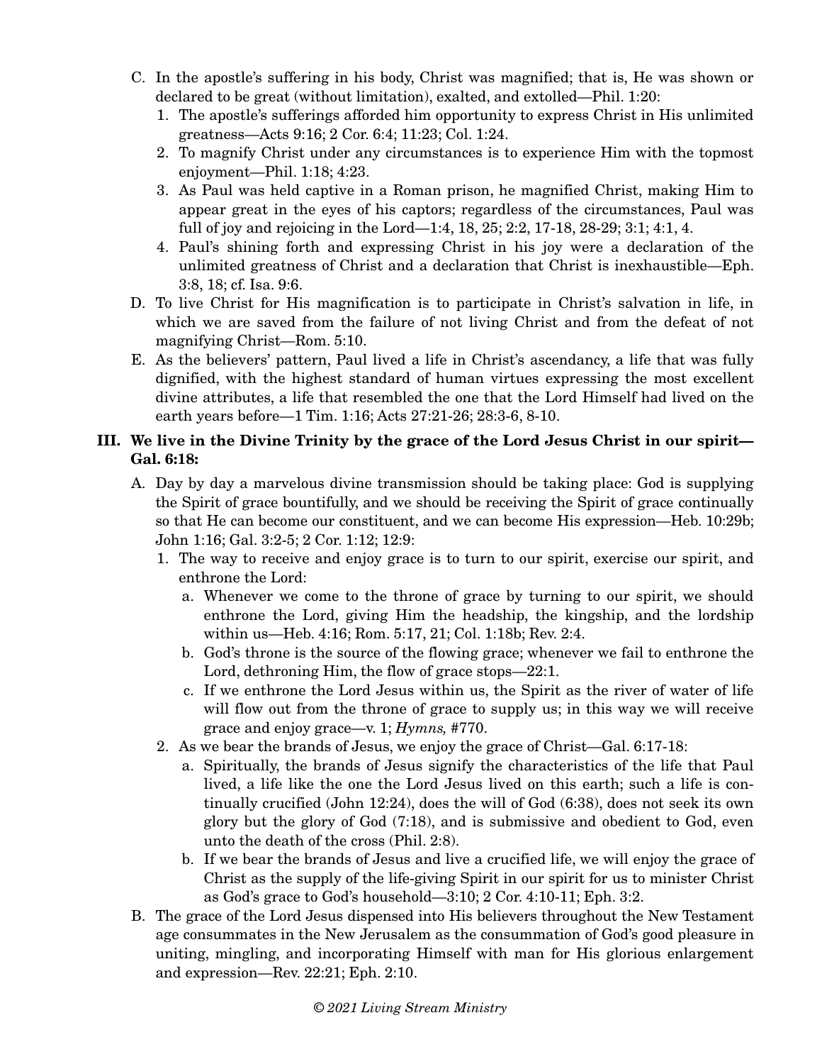C. In the apostle's suffering in his body, Christ was magnified; that is, He was shown or declared to be great (without limitation), exalted, and extolled—Phil. 1:20:
   1. The apostle's sufferings afforded him opportunity to express Christ in His unlimited greatness—Acts 9:16; 2 Cor. 6:4; 11:23; Col. 1:24.
   2. To magnify Christ under any circumstances is to experience Him with the topmost enjoyment—Phil. 1:18; 4:23.
   3. As Paul was held captive in a Roman prison, he magnified Christ, making Him to appear great in the eyes of his captors; regardless of the circumstances, Paul was full of joy and rejoicing in the Lord—1:4, 18, 25; 2:2, 17-18, 28-29; 3:1; 4:1, 4.
   4. Paul's shining forth and expressing Christ in his joy were a declaration of the unlimited greatness of Christ and a declaration that Christ is inexhaustible—Eph. 3:8, 18; cf. Isa. 9:6.

D. To live Christ for His magnification is to participate in Christ's salvation in life, in which we are saved from the failure of not living Christ and from the defeat of not magnifying Christ—Rom. 5:10.

E. As the believers' pattern, Paul lived a life in Christ's ascendancy, a life that was fully dignified, with the highest standard of human virtues expressing the most excellent divine attributes, a life that resembled the one that the Lord Himself had lived on the earth years before—1 Tim. 1:16; Acts 27:21-26; 28:3-6, 8-10.

## III. We live in the Divine Trinity by the grace of the Lord Jesus Christ in our spirit—Gal. 6:18:

A. Day by day a marvelous divine transmission should be taking place: God is supplying the Spirit of grace bountifully, and we should be receiving the Spirit of grace continually so that He can become our constituent, and we can become His expression—Heb. 10:29b; John 1:16; Gal. 3:2-5; 2 Cor. 1:12; 12:9:
   1. The way to receive and enjoy grace is to turn to our spirit, exercise our spirit, and enthrone the Lord:
      a. Whenever we come to the throne of grace by turning to our spirit, we should enthrone the Lord, giving Him the headship, the kingship, and the lordship within us—Heb. 4:16; Rom. 5:17, 21; Col. 1:18b; Rev. 2:4.
      b. God's throne is the source of the flowing grace; whenever we fail to enthrone the Lord, dethroning Him, the flow of grace stops—22:1.
      c. If we enthrone the Lord Jesus within us, the Spirit as the river of water of life will flow out from the throne of grace to supply us; in this way we will receive grace and enjoy grace—v. 1; *Hymns,* #770.
   2. As we bear the brands of Jesus, we enjoy the grace of Christ—Gal. 6:17-18:
      a. Spiritually, the brands of Jesus signify the characteristics of the life that Paul lived, a life like the one the Lord Jesus lived on this earth; such a life is continually crucified (John 12:24), does the will of God (6:38), does not seek its own glory but the glory of God (7:18), and is submissive and obedient to God, even unto the death of the cross (Phil. 2:8).
      b. If we bear the brands of Jesus and live a crucified life, we will enjoy the grace of Christ as the supply of the life-giving Spirit in our spirit for us to minister Christ as God's grace to God's household—3:10; 2 Cor. 4:10-11; Eph. 3:2.

B. The grace of the Lord Jesus dispensed into His believers throughout the New Testament age consummates in the New Jerusalem as the consummation of God's good pleasure in uniting, mingling, and incorporating Himself with man for His glorious enlargement and expression—Rev. 22:21; Eph. 2:10.

*© 2021 Living Stream Ministry*